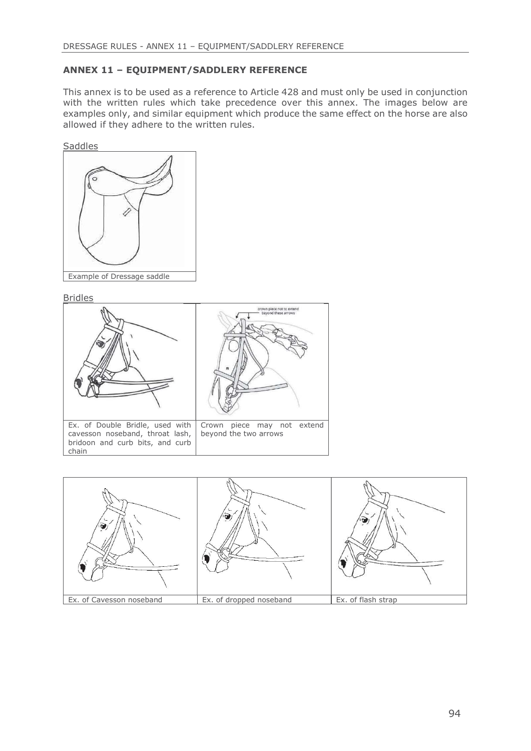## ANNEX 11 – EQUIPMENT/SADDLERY REFERENCE

This annex is to be used as a reference to Article 428 and must only be used in conjunction with the written rules which take precedence over this annex. The images below are examples only, and similar equipment which produce the same effect on the horse are also allowed if they adhere to the written rules.

Saddles

Example of Dressage saddle

Bridles

| Ex. of Double Bridle, used with cavesson noseband, throat lash, bridoon and curb bits, and curb chain | Crown piece may not extend beyond the two arrows |
|---|---|

| Ex. of Cavesson noseband | Ex. of dropped noseband | Ex. of flash strap |
|---|---|---|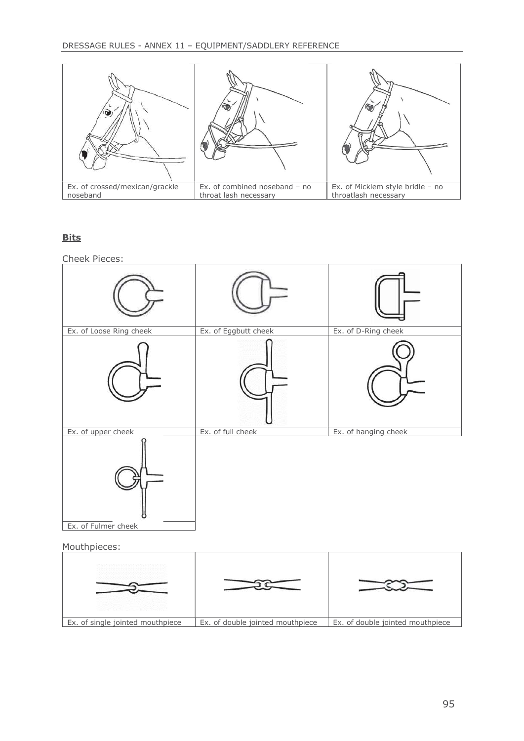| Ex. of crossed/mexican/grackle noseband | Ex. of combined noseband – no throat lash necessary | Ex. of Micklem style bridle – no throatlash necessary |
| --- | --- | --- |

**Bits**

Cheek Pieces:

| Ex. of Loose Ring cheek | Ex. of Eggbutt cheek | Ex. of D-Ring cheek |
| --- | --- | --- |
| Ex. of upper cheek | Ex. of full cheek | Ex. of hanging cheek |
| Ex. of Fulmer cheek | | |

Mouthpieces:

| Ex. of single jointed mouthpiece | Ex. of double jointed mouthpiece | Ex. of double jointed mouthpiece |
| --- | --- | --- |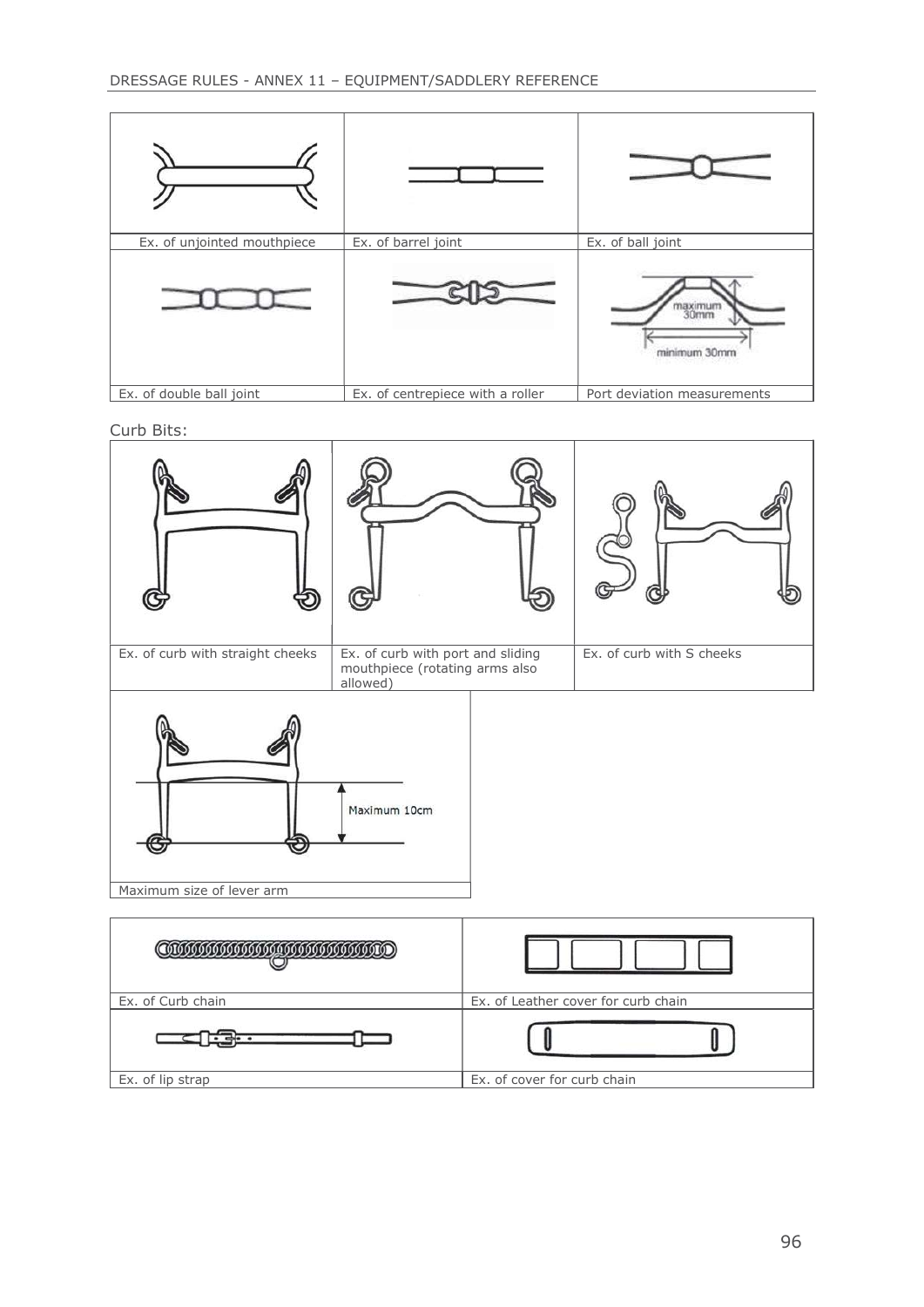| | | |
|---|---|---|
| Ex. of unjointed mouthpiece | Ex. of barrel joint | Ex. of ball joint |
| Ex. of double ball joint | Ex. of centrepiece with a roller | Port deviation measurements |

maximum 30mm

minimum 30mm

Curb Bits:

| | | |
|---|---|---|
| Ex. of curb with straight cheeks | Ex. of curb with port and sliding mouthpiece (rotating arms also allowed) | Ex. of curb with S cheeks |

Maximum 10cm

Maximum size of lever arm

| | |
|---|---|
| Ex. of Curb chain | Ex. of Leather cover for curb chain |
| Ex. of lip strap | Ex. of cover for curb chain |